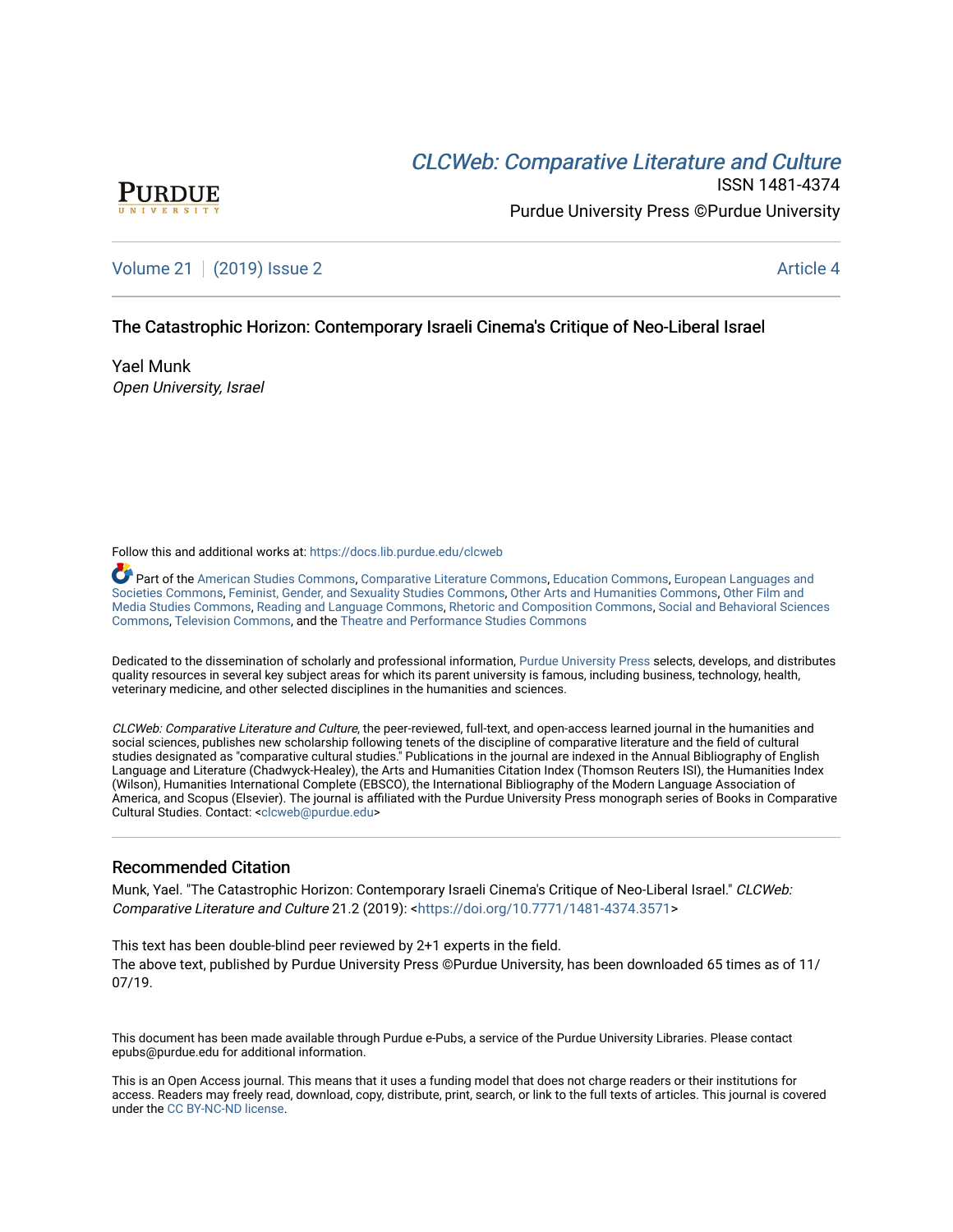# CLCWeb: Comparative Literature and Culture

ISSN 1481-4374

Purdue University Press ©Purdue University

Volume 21 | (2019) Issue 2 | Article 4

## The Catastrophic Horizon: Contemporary Israeli Cinema's Critique of Neo-Liberal Israel

Yael Munk

*Open University, Israel*

Follow this and additional works at: https://docs.lib.purdue.edu/clcweb

Part of the American Studies Commons, Comparative Literature Commons, Education Commons, European Languages and Societies Commons, Feminist, Gender, and Sexuality Studies Commons, Other Arts and Humanities Commons, Other Film and Media Studies Commons, Reading and Language Commons, Rhetoric and Composition Commons, Social and Behavioral Sciences Commons, Television Commons, and the Theatre and Performance Studies Commons

Dedicated to the dissemination of scholarly and professional information, Purdue University Press selects, develops, and distributes quality resources in several key subject areas for which its parent university is famous, including business, technology, health, veterinary medicine, and other selected disciplines in the humanities and sciences.

*CLCWeb: Comparative Literature and Culture*, the peer-reviewed, full-text, and open-access learned journal in the humanities and social sciences, publishes new scholarship following tenets of the discipline of comparative literature and the field of cultural studies designated as "comparative cultural studies." Publications in the journal are indexed in the Annual Bibliography of English Language and Literature (Chadwyck-Healey), the Arts and Humanities Citation Index (Thomson Reuters ISI), the Humanities Index (Wilson), Humanities International Complete (EBSCO), the International Bibliography of the Modern Language Association of America, and Scopus (Elsevier). The journal is affiliated with the Purdue University Press monograph series of Books in Comparative Cultural Studies. Contact: <clcweb@purdue.edu>

### Recommended Citation

Munk, Yael. "The Catastrophic Horizon: Contemporary Israeli Cinema's Critique of Neo-Liberal Israel." *CLCWeb: Comparative Literature and Culture* 21.2 (2019): <https://doi.org/10.7771/1481-4374.3571>

This text has been double-blind peer reviewed by 2+1 experts in the field.

The above text, published by Purdue University Press ©Purdue University, has been downloaded 65 times as of 11/07/19.

This document has been made available through Purdue e-Pubs, a service of the Purdue University Libraries. Please contact epubs@purdue.edu for additional information.

This is an Open Access journal. This means that it uses a funding model that does not charge readers or their institutions for access. Readers may freely read, download, copy, distribute, print, search, or link to the full texts of articles. This journal is covered under the CC BY-NC-ND license.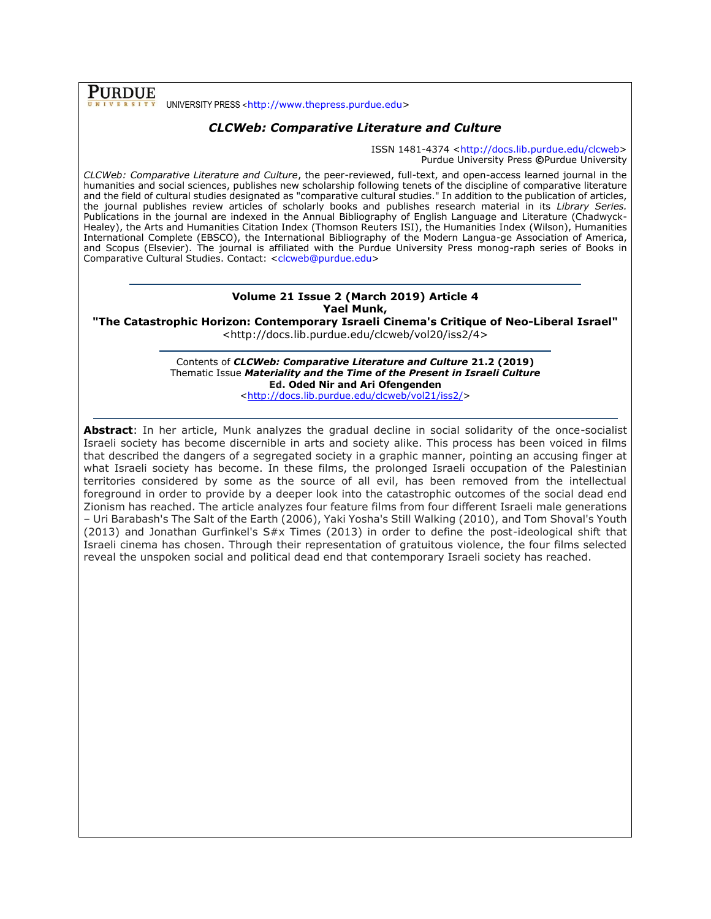**PURDUE** UNIVERSITY PRESS <http://www.thepress.purdue.edu>

## *CLCWeb: Comparative Literature and Culture*

ISSN 1481-4374 <http://docs.lib.purdue.edu/clcweb>
Purdue University Press ©Purdue University

*CLCWeb: Comparative Literature and Culture*, the peer-reviewed, full-text, and open-access learned journal in the humanities and social sciences, publishes new scholarship following tenets of the discipline of comparative literature and the field of cultural studies designated as "comparative cultural studies." In addition to the publication of articles, the journal publishes review articles of scholarly books and publishes research material in its *Library Series.* Publications in the journal are indexed in the Annual Bibliography of English Language and Literature (Chadwyck-Healey), the Arts and Humanities Citation Index (Thomson Reuters ISI), the Humanities Index (Wilson), Humanities International Complete (EBSCO), the International Bibliography of the Modern Langua-ge Association of America, and Scopus (Elsevier). The journal is affiliated with the Purdue University Press monog-raph series of Books in Comparative Cultural Studies. Contact: <clcweb@purdue.edu>

---

**Volume 21 Issue 2 (March 2019) Article 4**
**Yael Munk,**
**"The Catastrophic Horizon: Contemporary Israeli Cinema's Critique of Neo-Liberal Israel"**
<http://docs.lib.purdue.edu/clcweb/vol20/iss2/4>

---

Contents of ***CLCWeb: Comparative Literature and Culture* 21.2 (2019)**
Thematic Issue ***Materiality and the Time of the Present in Israeli Culture***
**Ed. Oded Nir and Ari Ofengenden**
<http://docs.lib.purdue.edu/clcweb/vol21/iss2/>

---

**Abstract**: In her article, Munk analyzes the gradual decline in social solidarity of the once-socialist Israeli society has become discernible in arts and society alike. This process has been voiced in films that described the dangers of a segregated society in a graphic manner, pointing an accusing finger at what Israeli society has become. In these films, the prolonged Israeli occupation of the Palestinian territories considered by some as the source of all evil, has been removed from the intellectual foreground in order to provide by a deeper look into the catastrophic outcomes of the social dead end Zionism has reached. The article analyzes four feature films from four different Israeli male generations – Uri Barabash's The Salt of the Earth (2006), Yaki Yosha's Still Walking (2010), and Tom Shoval's Youth (2013) and Jonathan Gurfinkel's S#x Times (2013) in order to define the post-ideological shift that Israeli cinema has chosen. Through their representation of gratuitous violence, the four films selected reveal the unspoken social and political dead end that contemporary Israeli society has reached.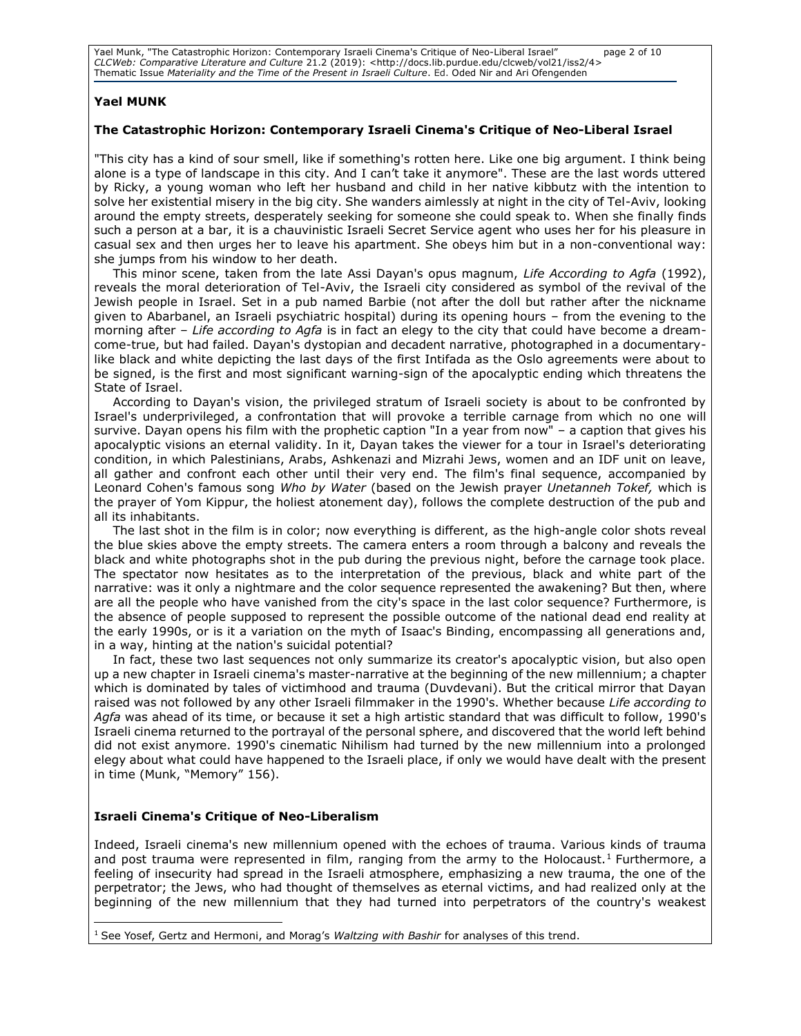**Yael MUNK**

**The Catastrophic Horizon: Contemporary Israeli Cinema's Critique of Neo-Liberal Israel**

"This city has a kind of sour smell, like if something's rotten here. Like one big argument. I think being alone is a type of landscape in this city. And I can't take it anymore". These are the last words uttered by Ricky, a young woman who left her husband and child in her native kibbutz with the intention to solve her existential misery in the big city. She wanders aimlessly at night in the city of Tel-Aviv, looking around the empty streets, desperately seeking for someone she could speak to. When she finally finds such a person at a bar, it is a chauvinistic Israeli Secret Service agent who uses her for his pleasure in casual sex and then urges her to leave his apartment. She obeys him but in a non-conventional way: she jumps from his window to her death.

This minor scene, taken from the late Assi Dayan's opus magnum, *Life According to Agfa* (1992), reveals the moral deterioration of Tel-Aviv, the Israeli city considered as symbol of the revival of the Jewish people in Israel. Set in a pub named Barbie (not after the doll but rather after the nickname given to Abarbanel, an Israeli psychiatric hospital) during its opening hours – from the evening to the morning after – *Life according to Agfa* is in fact an elegy to the city that could have become a dream-come-true, but had failed. Dayan's dystopian and decadent narrative, photographed in a documentary-like black and white depicting the last days of the first Intifada as the Oslo agreements were about to be signed, is the first and most significant warning-sign of the apocalyptic ending which threatens the State of Israel.

According to Dayan's vision, the privileged stratum of Israeli society is about to be confronted by Israel's underprivileged, a confrontation that will provoke a terrible carnage from which no one will survive. Dayan opens his film with the prophetic caption "In a year from now" – a caption that gives his apocalyptic visions an eternal validity. In it, Dayan takes the viewer for a tour in Israel's deteriorating condition, in which Palestinians, Arabs, Ashkenazi and Mizrahi Jews, women and an IDF unit on leave, all gather and confront each other until their very end. The film's final sequence, accompanied by Leonard Cohen's famous song *Who by Water* (based on the Jewish prayer *Unetanneh Tokef,* which is the prayer of Yom Kippur, the holiest atonement day), follows the complete destruction of the pub and all its inhabitants.

The last shot in the film is in color; now everything is different, as the high-angle color shots reveal the blue skies above the empty streets. The camera enters a room through a balcony and reveals the black and white photographs shot in the pub during the previous night, before the carnage took place. The spectator now hesitates as to the interpretation of the previous, black and white part of the narrative: was it only a nightmare and the color sequence represented the awakening? But then, where are all the people who have vanished from the city's space in the last color sequence? Furthermore, is the absence of people supposed to represent the possible outcome of the national dead end reality at the early 1990s, or is it a variation on the myth of Isaac's Binding, encompassing all generations and, in a way, hinting at the nation's suicidal potential?

In fact, these two last sequences not only summarize its creator's apocalyptic vision, but also open up a new chapter in Israeli cinema's master-narrative at the beginning of the new millennium; a chapter which is dominated by tales of victimhood and trauma (Duvdevani). But the critical mirror that Dayan raised was not followed by any other Israeli filmmaker in the 1990's. Whether because *Life according to Agfa* was ahead of its time, or because it set a high artistic standard that was difficult to follow, 1990's Israeli cinema returned to the portrayal of the personal sphere, and discovered that the world left behind did not exist anymore. 1990's cinematic Nihilism had turned by the new millennium into a prolonged elegy about what could have happened to the Israeli place, if only we would have dealt with the present in time (Munk, "Memory" 156).

**Israeli Cinema's Critique of Neo-Liberalism**

Indeed, Israeli cinema's new millennium opened with the echoes of trauma. Various kinds of trauma and post trauma were represented in film, ranging from the army to the Holocaust.[1] Furthermore, a feeling of insecurity had spread in the Israeli atmosphere, emphasizing a new trauma, the one of the perpetrator; the Jews, who had thought of themselves as eternal victims, and had realized only at the beginning of the new millennium that they had turned into perpetrators of the country's weakest

[1] See Yosef, Gertz and Hermoni, and Morag's *Waltzing with Bashir* for analyses of this trend.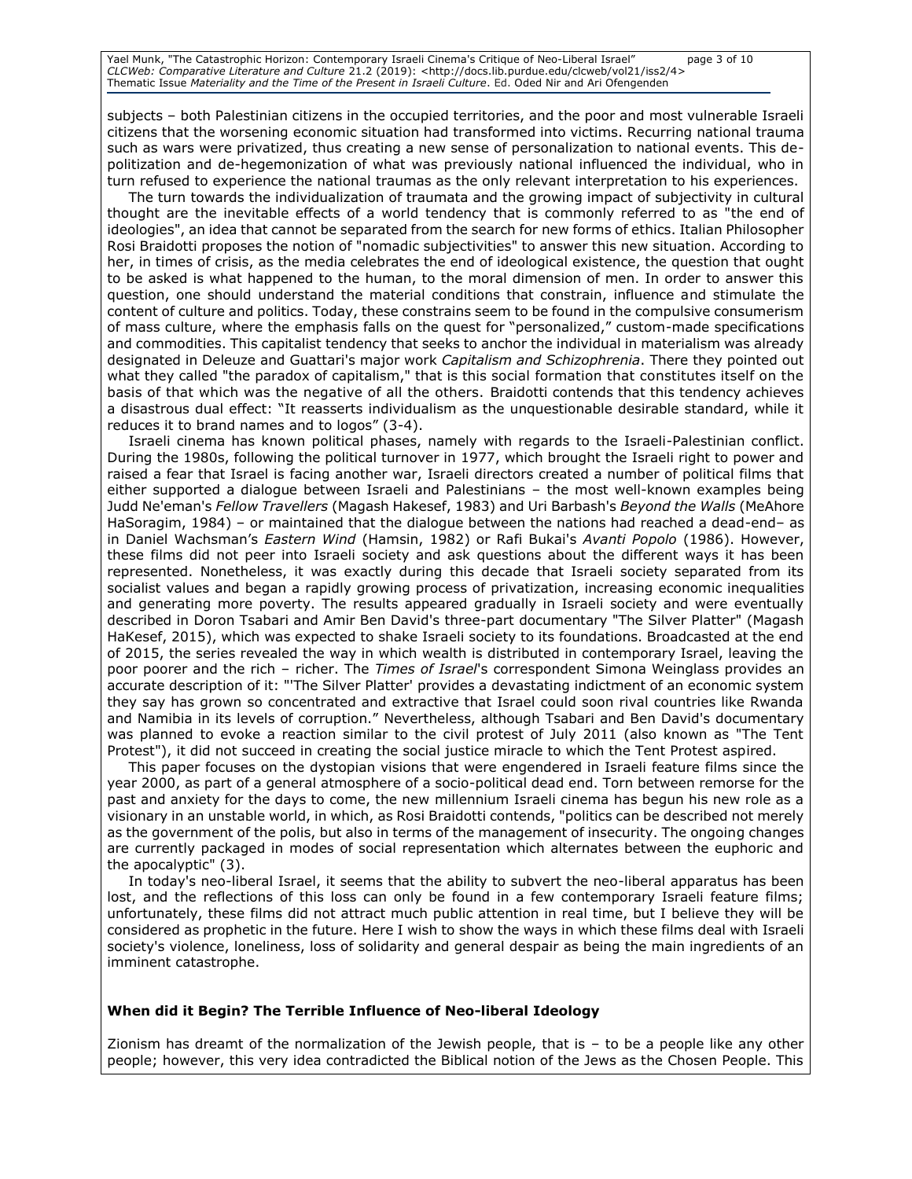subjects – both Palestinian citizens in the occupied territories, and the poor and most vulnerable Israeli citizens that the worsening economic situation had transformed into victims. Recurring national trauma such as wars were privatized, thus creating a new sense of personalization to national events. This de-politization and de-hegemonization of what was previously national influenced the individual, who in turn refused to experience the national traumas as the only relevant interpretation to his experiences.

The turn towards the individualization of traumata and the growing impact of subjectivity in cultural thought are the inevitable effects of a world tendency that is commonly referred to as "the end of ideologies", an idea that cannot be separated from the search for new forms of ethics. Italian Philosopher Rosi Braidotti proposes the notion of "nomadic subjectivities" to answer this new situation. According to her, in times of crisis, as the media celebrates the end of ideological existence, the question that ought to be asked is what happened to the human, to the moral dimension of men. In order to answer this question, one should understand the material conditions that constrain, influence and stimulate the content of culture and politics. Today, these constrains seem to be found in the compulsive consumerism of mass culture, where the emphasis falls on the quest for "personalized," custom-made specifications and commodities. This capitalist tendency that seeks to anchor the individual in materialism was already designated in Deleuze and Guattari's major work *Capitalism and Schizophrenia*. There they pointed out what they called "the paradox of capitalism," that is this social formation that constitutes itself on the basis of that which was the negative of all the others. Braidotti contends that this tendency achieves a disastrous dual effect: "It reasserts individualism as the unquestionable desirable standard, while it reduces it to brand names and to logos" (3-4).

Israeli cinema has known political phases, namely with regards to the Israeli-Palestinian conflict. During the 1980s, following the political turnover in 1977, which brought the Israeli right to power and raised a fear that Israel is facing another war, Israeli directors created a number of political films that either supported a dialogue between Israelis and Palestinians – the most well-known examples being Judd Ne'eman's *Fellow Travellers* (Magash Hakesef, 1983) and Uri Barbash's *Beyond the Walls* (MeAhore HaSoragim, 1984) – or maintained that the dialogue between the nations had reached a dead-end– as in Daniel Wachsman's *Eastern Wind* (Hamsin, 1982) or Rafi Bukai's *Avanti Popolo* (1986). However, these films did not peer into Israeli society and ask questions about the different ways it has been represented. Nonetheless, it was exactly during this decade that Israeli society separated from its socialist values and began a rapidly growing process of privatization, increasing economic inequalities and generating more poverty. The results appeared gradually in Israeli society and were eventually described in Doron Tsabari and Amir Ben David's three-part documentary "The Silver Platter" (Magash HaKesef, 2015), which was expected to shake Israeli society to its foundations. Broadcasted at the end of 2015, the series revealed the way in which wealth is distributed in contemporary Israel, leaving the poor poorer and the rich – richer. The *Times of Israel*'s correspondent Simona Weinglass provides an accurate description of it: "'The Silver Platter' provides a devastating indictment of an economic system they say has grown so concentrated and extractive that Israel could soon rival countries like Rwanda and Namibia in its levels of corruption." Nevertheless, although Tsabari and Ben David's documentary was planned to evoke a reaction similar to the civil protest of July 2011 (also known as "The Tent Protest"), it did not succeed in creating the social justice miracle to which the Tent Protest aspired.

This paper focuses on the dystopian visions that were engendered in Israeli feature films since the year 2000, as part of a general atmosphere of a socio-political dead end. Torn between remorse for the past and anxiety for the days to come, the new millennium Israeli cinema has begun his new role as a visionary in an unstable world, in which, as Rosi Braidotti contends, "politics can be described not merely as the government of the polis, but also in terms of the management of insecurity. The ongoing changes are currently packaged in modes of social representation which alternates between the euphoric and the apocalyptic" (3).

In today's neo-liberal Israel, it seems that the ability to subvert the neo-liberal apparatus has been lost, and the reflections of this loss can only be found in a few contemporary Israeli feature films; unfortunately, these films did not attract much public attention in real time, but I believe they will be considered as prophetic in the future. Here I wish to show the ways in which these films deal with Israeli society's violence, loneliness, loss of solidarity and general despair as being the main ingredients of an imminent catastrophe.

**When did it Begin? The Terrible Influence of Neo-liberal Ideology**

Zionism has dreamt of the normalization of the Jewish people, that is – to be a people like any other people; however, this very idea contradicted the Biblical notion of the Jews as the Chosen People. This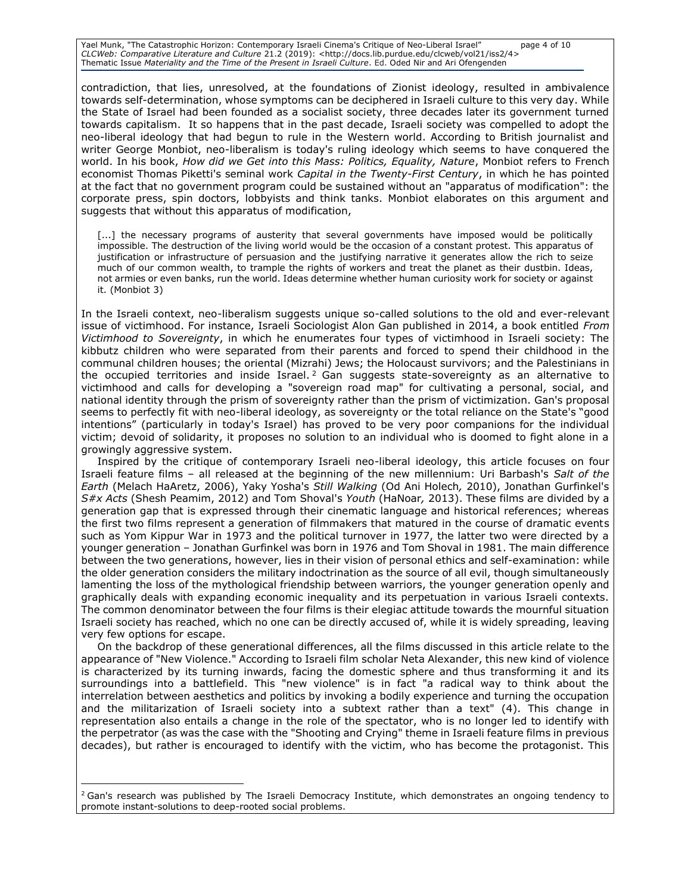contradiction, that lies, unresolved, at the foundations of Zionist ideology, resulted in ambivalence towards self-determination, whose symptoms can be deciphered in Israeli culture to this very day. While the State of Israel had been founded as a socialist society, three decades later its government turned towards capitalism. It so happens that in the past decade, Israeli society was compelled to adopt the neo-liberal ideology that had begun to rule in the Western world. According to British journalist and writer George Monbiot, neo-liberalism is today's ruling ideology which seems to have conquered the world. In his book, *How did we Get into this Mass: Politics, Equality, Nature*, Monbiot refers to French economist Thomas Piketti's seminal work *Capital in the Twenty-First Century*, in which he has pointed at the fact that no government program could be sustained without an "apparatus of modification": the corporate press, spin doctors, lobbyists and think tanks. Monbiot elaborates on this argument and suggests that without this apparatus of modification,

> [...] the necessary programs of austerity that several governments have imposed would be politically impossible. The destruction of the living world would be the occasion of a constant protest. This apparatus of justification or infrastructure of persuasion and the justifying narrative it generates allow the rich to seize much of our common wealth, to trample the rights of workers and treat the planet as their dustbin. Ideas, not armies or even banks, run the world. Ideas determine whether human curiosity work for society or against it. (Monbiot 3)

In the Israeli context, neo-liberalism suggests unique so-called solutions to the old and ever-relevant issue of victimhood. For instance, Israeli Sociologist Alon Gan published in 2014, a book entitled *From Victimhood to Sovereignty*, in which he enumerates four types of victimhood in Israeli society: The kibbutz children who were separated from their parents and forced to spend their childhood in the communal children houses; the oriental (Mizrahi) Jews; the Holocaust survivors; and the Palestinians in the occupied territories and inside Israel.[2] Gan suggests state-sovereignty as an alternative to victimhood and calls for developing a "sovereign road map" for cultivating a personal, social, and national identity through the prism of sovereignty rather than the prism of victimization. Gan's proposal seems to perfectly fit with neo-liberal ideology, as sovereignty or the total reliance on the State's "good intentions" (particularly in today's Israel) has proved to be very poor companions for the individual victim; devoid of solidarity, it proposes no solution to an individual who is doomed to fight alone in a growingly aggressive system.

Inspired by the critique of contemporary Israeli neo-liberal ideology, this article focuses on four Israeli feature films – all released at the beginning of the new millennium: Uri Barbash's *Salt of the Earth* (Melach HaAretz, 2006), Yaky Yosha's *Still Walking* (Od Ani Holech*,* 2010), Jonathan Gurfinkel's *S#x Acts* (Shesh Peamim, 2012) and Tom Shoval's *Youth* (HaNoar*,* 2013). These films are divided by a generation gap that is expressed through their cinematic language and historical references; whereas the first two films represent a generation of filmmakers that matured in the course of dramatic events such as Yom Kippur War in 1973 and the political turnover in 1977, the latter two were directed by a younger generation – Jonathan Gurfinkel was born in 1976 and Tom Shoval in 1981. The main difference between the two generations, however, lies in their vision of personal ethics and self-examination: while the older generation considers the military indoctrination as the source of all evil, though simultaneously lamenting the loss of the mythological friendship between warriors, the younger generation openly and graphically deals with expanding economic inequality and its perpetuation in various Israeli contexts. The common denominator between the four films is their elegiac attitude towards the mournful situation Israeli society has reached, which no one can be directly accused of, while it is widely spreading, leaving very few options for escape.

On the backdrop of these generational differences, all the films discussed in this article relate to the appearance of "New Violence." According to Israeli film scholar Neta Alexander, this new kind of violence is characterized by its turning inwards, facing the domestic sphere and thus transforming it and its surroundings into a battlefield. This "new violence" is in fact "a radical way to think about the interrelation between aesthetics and politics by invoking a bodily experience and turning the occupation and the militarization of Israeli society into a subtext rather than a text" (4). This change in representation also entails a change in the role of the spectator, who is no longer led to identify with the perpetrator (as was the case with the "Shooting and Crying" theme in Israeli feature films in previous decades), but rather is encouraged to identify with the victim, who has become the protagonist. This

[2] Gan's research was published by The Israeli Democracy Institute, which demonstrates an ongoing tendency to promote instant-solutions to deep-rooted social problems.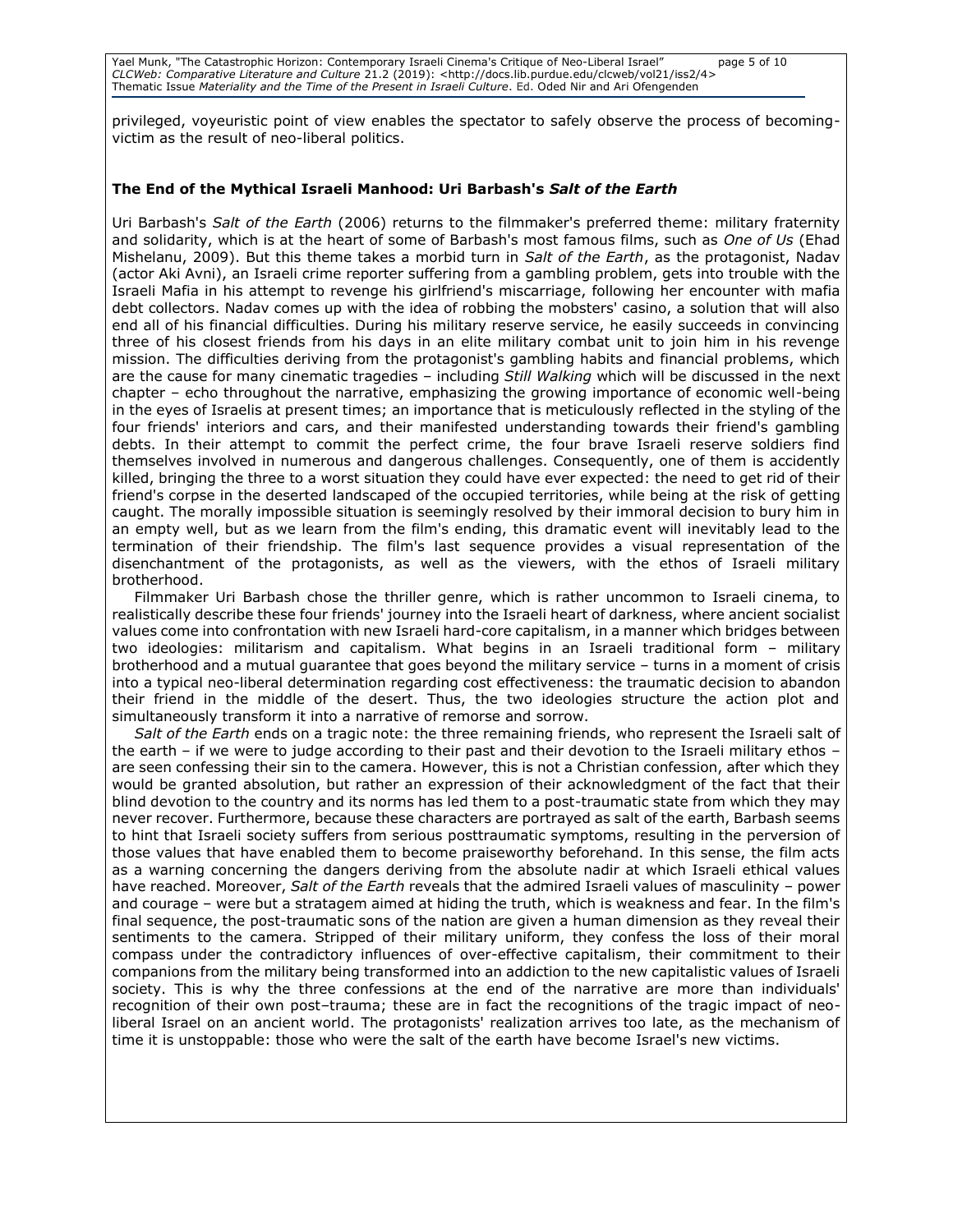privileged, voyeuristic point of view enables the spectator to safely observe the process of becoming-victim as the result of neo-liberal politics.

**The End of the Mythical Israeli Manhood: Uri Barbash's *Salt of the Earth***

Uri Barbash's *Salt of the Earth* (2006) returns to the filmmaker's preferred theme: military fraternity and solidarity, which is at the heart of some of Barbash's most famous films, such as *One of Us* (Ehad Mishelanu, 2009). But this theme takes a morbid turn in *Salt of the Earth*, as the protagonist, Nadav (actor Aki Avni), an Israeli crime reporter suffering from a gambling problem, gets into trouble with the Israeli Mafia in his attempt to revenge his girlfriend's miscarriage, following her encounter with mafia debt collectors. Nadav comes up with the idea of robbing the mobsters' casino, a solution that will also end all of his financial difficulties. During his military reserve service, he easily succeeds in convincing three of his closest friends from his days in an elite military combat unit to join him in his revenge mission. The difficulties deriving from the protagonist's gambling habits and financial problems, which are the cause for many cinematic tragedies – including *Still Walking* which will be discussed in the next chapter – echo throughout the narrative, emphasizing the growing importance of economic well-being in the eyes of Israelis at present times; an importance that is meticulously reflected in the styling of the four friends' interiors and cars, and their manifested understanding towards their friend's gambling debts. In their attempt to commit the perfect crime, the four brave Israeli reserve soldiers find themselves involved in numerous and dangerous challenges. Consequently, one of them is accidently killed, bringing the three to a worst situation they could have ever expected: the need to get rid of their friend's corpse in the deserted landscaped of the occupied territories, while being at the risk of getting caught. The morally impossible situation is seemingly resolved by their immoral decision to bury him in an empty well, but as we learn from the film's ending, this dramatic event will inevitably lead to the termination of their friendship. The film's last sequence provides a visual representation of the disenchantment of the protagonists, as well as the viewers, with the ethos of Israeli military brotherhood.

Filmmaker Uri Barbash chose the thriller genre, which is rather uncommon to Israeli cinema, to realistically describe these four friends' journey into the Israeli heart of darkness, where ancient socialist values come into confrontation with new Israeli hard-core capitalism, in a manner which bridges between two ideologies: militarism and capitalism. What begins in an Israeli traditional form – military brotherhood and a mutual guarantee that goes beyond the military service – turns in a moment of crisis into a typical neo-liberal determination regarding cost effectiveness: the traumatic decision to abandon their friend in the middle of the desert. Thus, the two ideologies structure the action plot and simultaneously transform it into a narrative of remorse and sorrow.

*Salt of the Earth* ends on a tragic note: the three remaining friends, who represent the Israeli salt of the earth – if we were to judge according to their past and their devotion to the Israeli military ethos – are seen confessing their sin to the camera. However, this is not a Christian confession, after which they would be granted absolution, but rather an expression of their acknowledgment of the fact that their blind devotion to the country and its norms has led them to a post-traumatic state from which they may never recover. Furthermore, because these characters are portrayed as salt of the earth, Barbash seems to hint that Israeli society suffers from serious posttraumatic symptoms, resulting in the perversion of those values that have enabled them to become praiseworthy beforehand. In this sense, the film acts as a warning concerning the dangers deriving from the absolute nadir at which Israeli ethical values have reached. Moreover, *Salt of the Earth* reveals that the admired Israeli values of masculinity – power and courage – were but a stratagem aimed at hiding the truth, which is weakness and fear. In the film's final sequence, the post-traumatic sons of the nation are given a human dimension as they reveal their sentiments to the camera. Stripped of their military uniform, they confess the loss of their moral compass under the contradictory influences of over-effective capitalism, their commitment to their companions from the military being transformed into an addiction to the new capitalistic values of Israeli society. This is why the three confessions at the end of the narrative are more than individuals' recognition of their own post–trauma; these are in fact the recognitions of the tragic impact of neo-liberal Israel on an ancient world. The protagonists' realization arrives too late, as the mechanism of time it is unstoppable: those who were the salt of the earth have become Israel's new victims.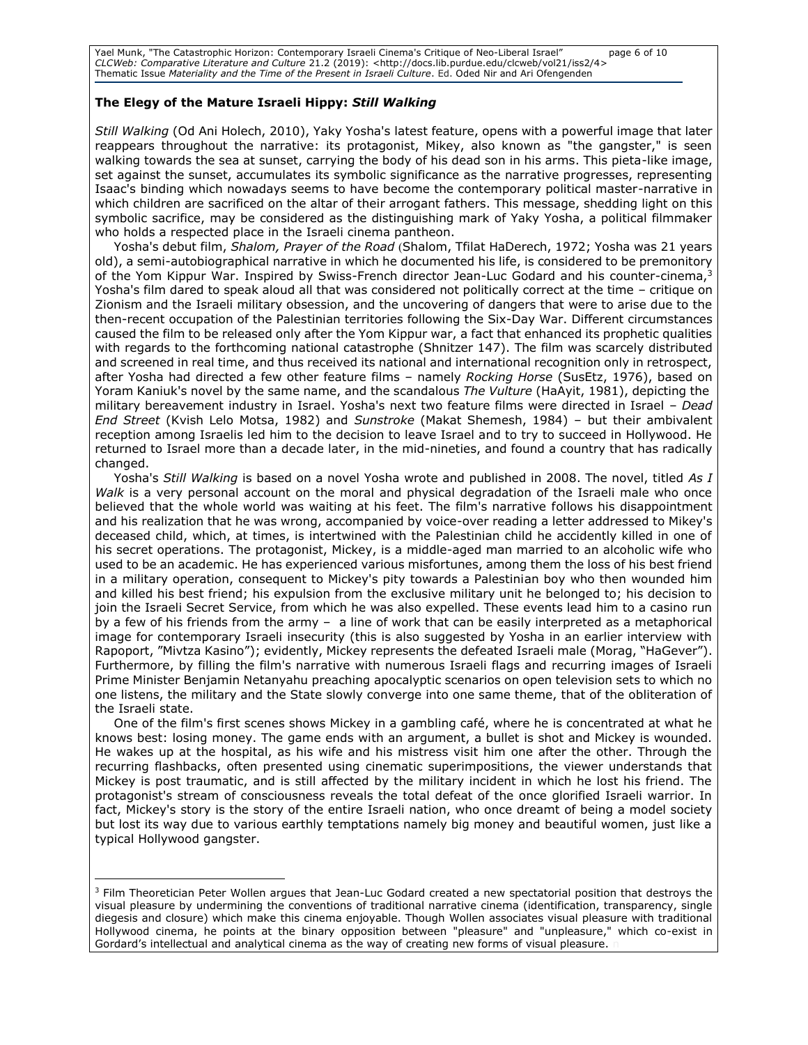### The Elegy of the Mature Israeli Hippy: *Still Walking*

*Still Walking* (Od Ani Holech, 2010), Yaky Yosha's latest feature, opens with a powerful image that later reappears throughout the narrative: its protagonist, Mikey, also known as "the gangster," is seen walking towards the sea at sunset, carrying the body of his dead son in his arms. This pieta-like image, set against the sunset, accumulates its symbolic significance as the narrative progresses, representing Isaac's binding which nowadays seems to have become the contemporary political master-narrative in which children are sacrificed on the altar of their arrogant fathers. This message, shedding light on this symbolic sacrifice, may be considered as the distinguishing mark of Yaky Yosha, a political filmmaker who holds a respected place in the Israeli cinema pantheon.

Yosha's debut film, *Shalom, Prayer of the Road* (Shalom, Tfilat HaDerech, 1972; Yosha was 21 years old), a semi-autobiographical narrative in which he documented his life, is considered to be premonitory of the Yom Kippur War. Inspired by Swiss-French director Jean-Luc Godard and his counter-cinema,[3] Yosha's film dared to speak aloud all that was considered not politically correct at the time – critique on Zionism and the Israeli military obsession, and the uncovering of dangers that were to arise due to the then-recent occupation of the Palestinian territories following the Six-Day War. Different circumstances caused the film to be released only after the Yom Kippur war, a fact that enhanced its prophetic qualities with regards to the forthcoming national catastrophe (Shnitzer 147). The film was scarcely distributed and screened in real time, and thus received its national and international recognition only in retrospect, after Yosha had directed a few other feature films – namely *Rocking Horse* (SusEtz, 1976), based on Yoram Kaniuk's novel by the same name, and the scandalous *The Vulture* (HaAyit, 1981), depicting the military bereavement industry in Israel. Yosha's next two feature films were directed in Israel – *Dead End Street* (Kvish Lelo Motsa, 1982) and *Sunstroke* (Makat Shemesh, 1984) – but their ambivalent reception among Israelis led him to the decision to leave Israel and to try to succeed in Hollywood. He returned to Israel more than a decade later, in the mid-nineties, and found a country that has radically changed.

Yosha's *Still Walking* is based on a novel Yosha wrote and published in 2008. The novel, titled *As I Walk* is a very personal account on the moral and physical degradation of the Israeli male who once believed that the whole world was waiting at his feet. The film's narrative follows his disappointment and his realization that he was wrong, accompanied by voice-over reading a letter addressed to Mikey's deceased child, which, at times, is intertwined with the Palestinian child he accidently killed in one of his secret operations. The protagonist, Mickey, is a middle-aged man married to an alcoholic wife who used to be an academic. He has experienced various misfortunes, among them the loss of his best friend in a military operation, consequent to Mickey's pity towards a Palestinian boy who then wounded him and killed his best friend; his expulsion from the exclusive military unit he belonged to; his decision to join the Israeli Secret Service, from which he was also expelled. These events lead him to a casino run by a few of his friends from the army – a line of work that can be easily interpreted as a metaphorical image for contemporary Israeli insecurity (this is also suggested by Yosha in an earlier interview with Rapoport, "Mivtza Kasino"); evidently, Mickey represents the defeated Israeli male (Morag, "HaGever"). Furthermore, by filling the film's narrative with numerous Israeli flags and recurring images of Israeli Prime Minister Benjamin Netanyahu preaching apocalyptic scenarios on open television sets to which no one listens, the military and the State slowly converge into one same theme, that of the obliteration of the Israeli state.

One of the film's first scenes shows Mickey in a gambling café, where he is concentrated at what he knows best: losing money. The game ends with an argument, a bullet is shot and Mickey is wounded. He wakes up at the hospital, as his wife and his mistress visit him one after the other. Through the recurring flashbacks, often presented using cinematic superimpositions, the viewer understands that Mickey is post traumatic, and is still affected by the military incident in which he lost his friend. The protagonist's stream of consciousness reveals the total defeat of the once glorified Israeli warrior. In fact, Mickey's story is the story of the entire Israeli nation, who once dreamt of being a model society but lost its way due to various earthly temptations namely big money and beautiful women, just like a typical Hollywood gangster.

---

[3] Film Theoretician Peter Wollen argues that Jean-Luc Godard created a new spectatorial position that destroys the visual pleasure by undermining the conventions of traditional narrative cinema (identification, transparency, single diegesis and closure) which make this cinema enjoyable. Though Wollen associates visual pleasure with traditional Hollywood cinema, he points at the binary opposition between "pleasure" and "unpleasure," which co-exist in Gordard's intellectual and analytical cinema as the way of creating new forms of visual pleasure.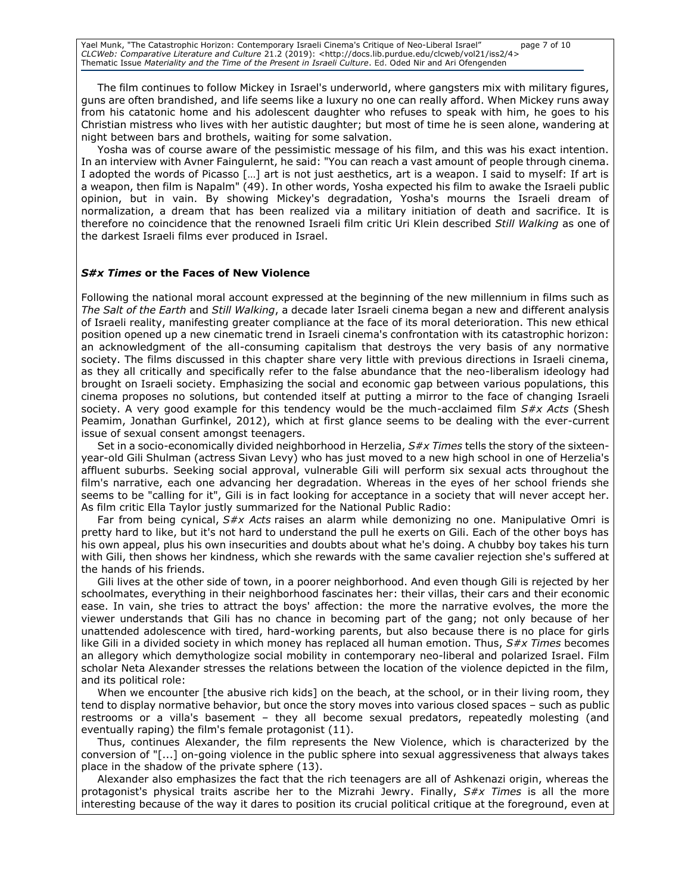The film continues to follow Mickey in Israel's underworld, where gangsters mix with military figures, guns are often brandished, and life seems like a luxury no one can really afford. When Mickey runs away from his catatonic home and his adolescent daughter who refuses to speak with him, he goes to his Christian mistress who lives with her autistic daughter; but most of time he is seen alone, wandering at night between bars and brothels, waiting for some salvation.

Yosha was of course aware of the pessimistic message of his film, and this was his exact intention. In an interview with Avner Faingulernt, he said: "You can reach a vast amount of people through cinema. I adopted the words of Picasso […] art is not just aesthetics, art is a weapon. I said to myself: If art is a weapon, then film is Napalm" (49). In other words, Yosha expected his film to awake the Israeli public opinion, but in vain. By showing Mickey's degradation, Yosha's mourns the Israeli dream of normalization, a dream that has been realized via a military initiation of death and sacrifice. It is therefore no coincidence that the renowned Israeli film critic Uri Klein described *Still Walking* as one of the darkest Israeli films ever produced in Israel.

### *S#x Times* or the Faces of New Violence

Following the national moral account expressed at the beginning of the new millennium in films such as *The Salt of the Earth* and *Still Walking*, a decade later Israeli cinema began a new and different analysis of Israeli reality, manifesting greater compliance at the face of its moral deterioration. This new ethical position opened up a new cinematic trend in Israeli cinema's confrontation with its catastrophic horizon: an acknowledgment of the all-consuming capitalism that destroys the very basis of any normative society. The films discussed in this chapter share very little with previous directions in Israeli cinema, as they all critically and specifically refer to the false abundance that the neo-liberalism ideology had brought on Israeli society. Emphasizing the social and economic gap between various populations, this cinema proposes no solutions, but contended itself at putting a mirror to the face of changing Israeli society. A very good example for this tendency would be the much-acclaimed film *S#x Acts* (Shesh Peamim, Jonathan Gurfinkel, 2012), which at first glance seems to be dealing with the ever-current issue of sexual consent amongst teenagers.

Set in a socio-economically divided neighborhood in Herzelia, *S#x Times* tells the story of the sixteen-year-old Gili Shulman (actress Sivan Levy) who has just moved to a new high school in one of Herzelia's affluent suburbs. Seeking social approval, vulnerable Gili will perform six sexual acts throughout the film's narrative, each one advancing her degradation. Whereas in the eyes of her school friends she seems to be "calling for it", Gili is in fact looking for acceptance in a society that will never accept her. As film critic Ella Taylor justly summarized for the National Public Radio:

Far from being cynical, *S#x Acts* raises an alarm while demonizing no one. Manipulative Omri is pretty hard to like, but it's not hard to understand the pull he exerts on Gili. Each of the other boys has his own appeal, plus his own insecurities and doubts about what he's doing. A chubby boy takes his turn with Gili, then shows her kindness, which she rewards with the same cavalier rejection she's suffered at the hands of his friends.

Gili lives at the other side of town, in a poorer neighborhood. And even though Gili is rejected by her schoolmates, everything in their neighborhood fascinates her: their villas, their cars and their economic ease. In vain, she tries to attract the boys' affection: the more the narrative evolves, the more the viewer understands that Gili has no chance in becoming part of the gang; not only because of her unattended adolescence with tired, hard-working parents, but also because there is no place for girls like Gili in a divided society in which money has replaced all human emotion. Thus, *S#x Times* becomes an allegory which demythologize social mobility in contemporary neo-liberal and polarized Israel. Film scholar Neta Alexander stresses the relations between the location of the violence depicted in the film, and its political role:

When we encounter [the abusive rich kids] on the beach, at the school, or in their living room, they tend to display normative behavior, but once the story moves into various closed spaces – such as public restrooms or a villa's basement – they all become sexual predators, repeatedly molesting (and eventually raping) the film's female protagonist (11).

Thus, continues Alexander, the film represents the New Violence, which is characterized by the conversion of "[...] on-going violence in the public sphere into sexual aggressiveness that always takes place in the shadow of the private sphere (13).

Alexander also emphasizes the fact that the rich teenagers are all of Ashkenazi origin, whereas the protagonist's physical traits ascribe her to the Mizrahi Jewry. Finally, *S#x Times* is all the more interesting because of the way it dares to position its crucial political critique at the foreground, even at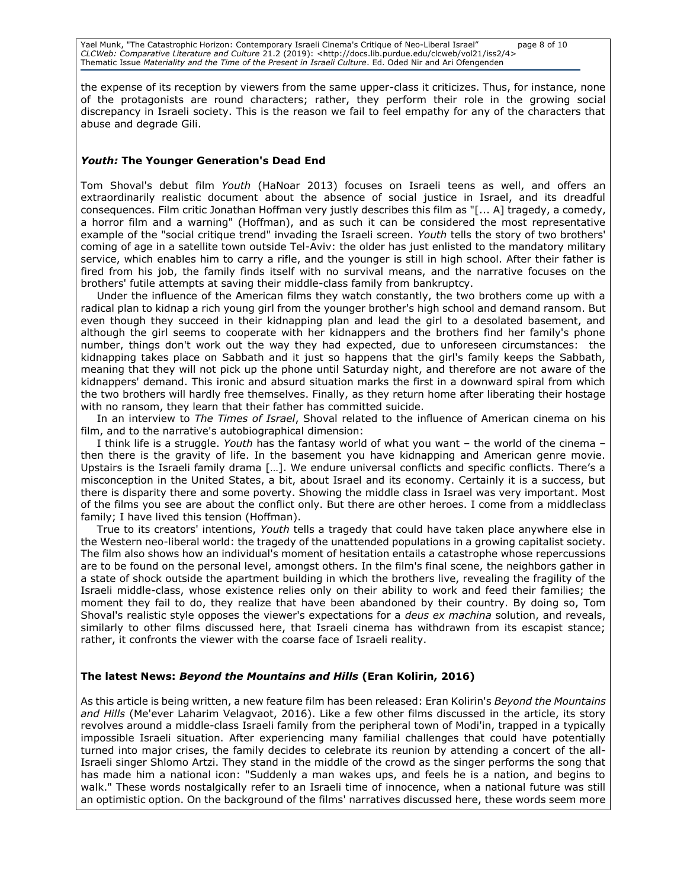the expense of its reception by viewers from the same upper-class it criticizes. Thus, for instance, none of the protagonists are round characters; rather, they perform their role in the growing social discrepancy in Israeli society. This is the reason we fail to feel empathy for any of the characters that abuse and degrade Gili.

### *Youth:* The Younger Generation's Dead End

Tom Shoval's debut film *Youth* (HaNoar 2013) focuses on Israeli teens as well, and offers an extraordinarily realistic document about the absence of social justice in Israel, and its dreadful consequences. Film critic Jonathan Hoffman very justly describes this film as "[... A] tragedy, a comedy, a horror film and a warning" (Hoffman), and as such it can be considered the most representative example of the "social critique trend" invading the Israeli screen. *Youth* tells the story of two brothers' coming of age in a satellite town outside Tel-Aviv: the older has just enlisted to the mandatory military service, which enables him to carry a rifle, and the younger is still in high school. After their father is fired from his job, the family finds itself with no survival means, and the narrative focuses on the brothers' futile attempts at saving their middle-class family from bankruptcy.

Under the influence of the American films they watch constantly, the two brothers come up with a radical plan to kidnap a rich young girl from the younger brother's high school and demand ransom. But even though they succeed in their kidnapping plan and lead the girl to a desolated basement, and although the girl seems to cooperate with her kidnappers and the brothers find her family's phone number, things don't work out the way they had expected, due to unforeseen circumstances: the kidnapping takes place on Sabbath and it just so happens that the girl's family keeps the Sabbath, meaning that they will not pick up the phone until Saturday night, and therefore are not aware of the kidnappers' demand. This ironic and absurd situation marks the first in a downward spiral from which the two brothers will hardly free themselves. Finally, as they return home after liberating their hostage with no ransom, they learn that their father has committed suicide.

In an interview to *The Times of Israel*, Shoval related to the influence of American cinema on his film, and to the narrative's autobiographical dimension:

I think life is a struggle. *Youth* has the fantasy world of what you want – the world of the cinema – then there is the gravity of life. In the basement you have kidnapping and American genre movie. Upstairs is the Israeli family drama […]. We endure universal conflicts and specific conflicts. There's a misconception in the United States, a bit, about Israel and its economy. Certainly it is a success, but there is disparity there and some poverty. Showing the middle class in Israel was very important. Most of the films you see are about the conflict only. But there are other heroes. I come from a middleclass family; I have lived this tension (Hoffman).

True to its creators' intentions, *Youth* tells a tragedy that could have taken place anywhere else in the Western neo-liberal world: the tragedy of the unattended populations in a growing capitalist society. The film also shows how an individual's moment of hesitation entails a catastrophe whose repercussions are to be found on the personal level, amongst others. In the film's final scene, the neighbors gather in a state of shock outside the apartment building in which the brothers live, revealing the fragility of the Israeli middle-class, whose existence relies only on their ability to work and feed their families; the moment they fail to do, they realize that have been abandoned by their country. By doing so, Tom Shoval's realistic style opposes the viewer's expectations for a *deus ex machina* solution, and reveals, similarly to other films discussed here, that Israeli cinema has withdrawn from its escapist stance; rather, it confronts the viewer with the coarse face of Israeli reality.

### The latest News: *Beyond the Mountains and Hills* (Eran Kolirin, 2016)

As this article is being written, a new feature film has been released: Eran Kolirin's *Beyond the Mountains and Hills* (Me'ever Laharim Velagvaot, 2016). Like a few other films discussed in the article, its story revolves around a middle-class Israeli family from the peripheral town of Modi'in, trapped in a typically impossible Israeli situation. After experiencing many familial challenges that could have potentially turned into major crises, the family decides to celebrate its reunion by attending a concert of the all-Israeli singer Shlomo Artzi. They stand in the middle of the crowd as the singer performs the song that has made him a national icon: "Suddenly a man wakes ups, and feels he is a nation, and begins to walk." These words nostalgically refer to an Israeli time of innocence, when a national future was still an optimistic option. On the background of the films' narratives discussed here, these words seem more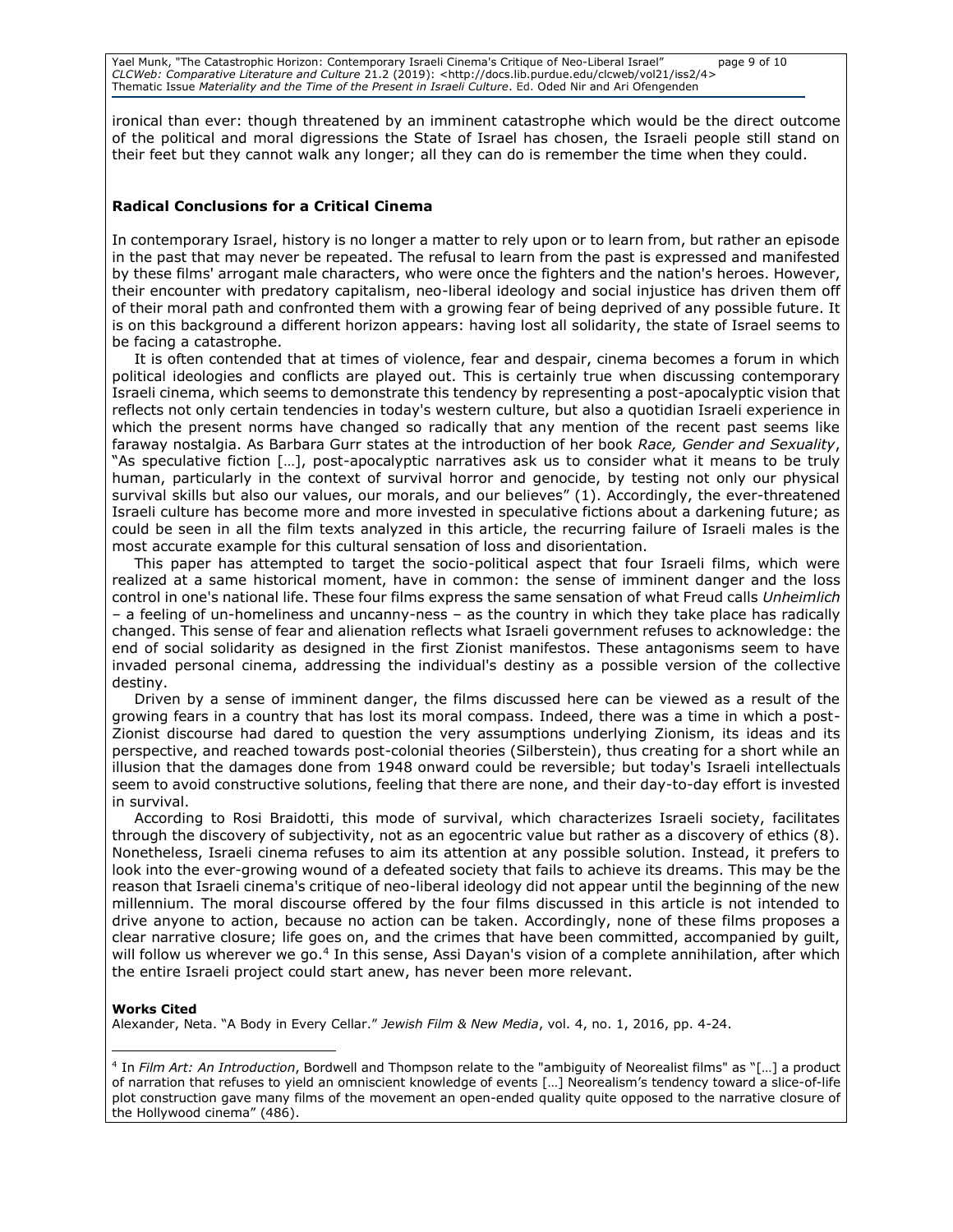ironical than ever: though threatened by an imminent catastrophe which would be the direct outcome of the political and moral digressions the State of Israel has chosen, the Israeli people still stand on their feet but they cannot walk any longer; all they can do is remember the time when they could.

## Radical Conclusions for a Critical Cinema

In contemporary Israel, history is no longer a matter to rely upon or to learn from, but rather an episode in the past that may never be repeated. The refusal to learn from the past is expressed and manifested by these films' arrogant male characters, who were once the fighters and the nation's heroes. However, their encounter with predatory capitalism, neo-liberal ideology and social injustice has driven them off of their moral path and confronted them with a growing fear of being deprived of any possible future. It is on this background a different horizon appears: having lost all solidarity, the state of Israel seems to be facing a catastrophe.

It is often contended that at times of violence, fear and despair, cinema becomes a forum in which political ideologies and conflicts are played out. This is certainly true when discussing contemporary Israeli cinema, which seems to demonstrate this tendency by representing a post-apocalyptic vision that reflects not only certain tendencies in today's western culture, but also a quotidian Israeli experience in which the present norms have changed so radically that any mention of the recent past seems like faraway nostalgia. As Barbara Gurr states at the introduction of her book *Race, Gender and Sexuality*, "As speculative fiction […], post-apocalyptic narratives ask us to consider what it means to be truly human, particularly in the context of survival horror and genocide, by testing not only our physical survival skills but also our values, our morals, and our believes" (1). Accordingly, the ever-threatened Israeli culture has become more and more invested in speculative fictions about a darkening future; as could be seen in all the film texts analyzed in this article, the recurring failure of Israeli males is the most accurate example for this cultural sensation of loss and disorientation.

This paper has attempted to target the socio-political aspect that four Israeli films, which were realized at a same historical moment, have in common: the sense of imminent danger and the loss control in one's national life. These four films express the same sensation of what Freud calls *Unheimlich* – a feeling of un-homeliness and uncanny-ness – as the country in which they take place has radically changed. This sense of fear and alienation reflects what Israeli government refuses to acknowledge: the end of social solidarity as designed in the first Zionist manifestos. These antagonisms seem to have invaded personal cinema, addressing the individual's destiny as a possible version of the collective destiny.

Driven by a sense of imminent danger, the films discussed here can be viewed as a result of the growing fears in a country that has lost its moral compass. Indeed, there was a time in which a post-Zionist discourse had dared to question the very assumptions underlying Zionism, its ideas and its perspective, and reached towards post-colonial theories (Silberstein), thus creating for a short while an illusion that the damages done from 1948 onward could be reversible; but today's Israeli intellectuals seem to avoid constructive solutions, feeling that there are none, and their day-to-day effort is invested in survival.

According to Rosi Braidotti, this mode of survival, which characterizes Israeli society, facilitates through the discovery of subjectivity, not as an egocentric value but rather as a discovery of ethics (8). Nonetheless, Israeli cinema refuses to aim its attention at any possible solution. Instead, it prefers to look into the ever-growing wound of a defeated society that fails to achieve its dreams. This may be the reason that Israeli cinema's critique of neo-liberal ideology did not appear until the beginning of the new millennium. The moral discourse offered by the four films discussed in this article is not intended to drive anyone to action, because no action can be taken. Accordingly, none of these films proposes a clear narrative closure; life goes on, and the crimes that have been committed, accompanied by guilt, will follow us wherever we go.[4] In this sense, Assi Dayan's vision of a complete annihilation, after which the entire Israeli project could start anew, has never been more relevant.

**Works Cited**

Alexander, Neta. "A Body in Every Cellar." *Jewish Film & New Media*, vol. 4, no. 1, 2016, pp. 4-24.

---

[4] In *Film Art: An Introduction*, Bordwell and Thompson relate to the "ambiguity of Neorealist films" as "[…] a product of narration that refuses to yield an omniscient knowledge of events […] Neorealism's tendency toward a slice-of-life plot construction gave many films of the movement an open-ended quality quite opposed to the narrative closure of the Hollywood cinema" (486).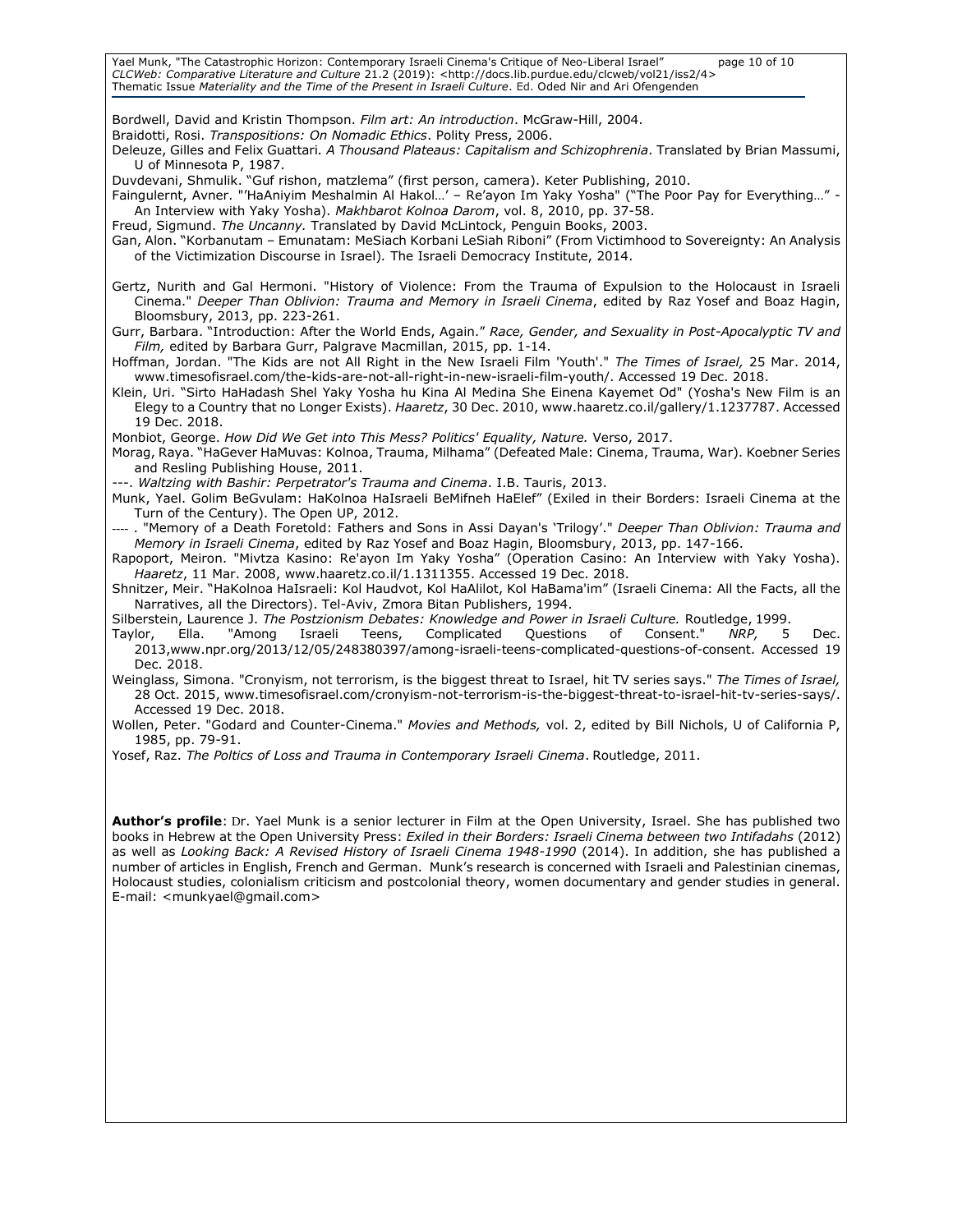Bordwell, David and Kristin Thompson. *Film art: An introduction*. McGraw-Hill, 2004.

Braidotti, Rosi. *Transpositions: On Nomadic Ethics*. Polity Press, 2006.

Deleuze, Gilles and Felix Guattari. *A Thousand Plateaus: Capitalism and Schizophrenia*. Translated by Brian Massumi, U of Minnesota P, 1987.

Duvdevani, Shmulik. "Guf rishon, matzlema" (first person, camera). Keter Publishing, 2010.

Faingulernt, Avner. "'HaAniyim Meshalmin Al Hakol…' – Re'ayon Im Yaky Yosha" ("The Poor Pay for Everything…" - An Interview with Yaky Yosha). *Makhbarot Kolnoa Darom*, vol. 8, 2010, pp. 37-58.

Freud, Sigmund. *The Uncanny.* Translated by David McLintock, Penguin Books, 2003.

Gan, Alon. "Korbanutam – Emunatam: MeSiach Korbani LeSiah Riboni" (From Victimhood to Sovereignty: An Analysis of the Victimization Discourse in Israel). The Israeli Democracy Institute, 2014.

Gertz, Nurith and Gal Hermoni. "History of Violence: From the Trauma of Expulsion to the Holocaust in Israeli Cinema." *Deeper Than Oblivion: Trauma and Memory in Israeli Cinema*, edited by Raz Yosef and Boaz Hagin, Bloomsbury, 2013, pp. 223-261.

Gurr, Barbara. "Introduction: After the World Ends, Again." *Race, Gender, and Sexuality in Post-Apocalyptic TV and Film,* edited by Barbara Gurr, Palgrave Macmillan, 2015, pp. 1-14.

Hoffman, Jordan. "The Kids are not All Right in the New Israeli Film 'Youth'." *The Times of Israel,* 25 Mar. 2014, www.timesofisrael.com/the-kids-are-not-all-right-in-new-israeli-film-youth/. Accessed 19 Dec. 2018.

Klein, Uri. "Sirto HaHadash Shel Yaky Yosha hu Kina Al Medina She Einena Kayemet Od" (Yosha's New Film is an Elegy to a Country that no Longer Exists). *Haaretz*, 30 Dec. 2010, www.haaretz.co.il/gallery/1.1237787. Accessed 19 Dec. 2018.

Monbiot, George. *How Did We Get into This Mess? Politics' Equality, Nature.* Verso, 2017.

Morag, Raya. "HaGever HaMuvas: Kolnoa, Trauma, Milhama" (Defeated Male: Cinema, Trauma, War). Koebner Series and Resling Publishing House, 2011.

---. *Waltzing with Bashir: Perpetrator's Trauma and Cinema*. I.B. Tauris, 2013.

Munk, Yael. Golim BeGvulam: HaKolnoa HaIsraeli BeMifneh HaElef" (Exiled in their Borders: Israeli Cinema at the Turn of the Century). The Open UP, 2012.

---- . "Memory of a Death Foretold: Fathers and Sons in Assi Dayan's 'Trilogy'." *Deeper Than Oblivion: Trauma and Memory in Israeli Cinema*, edited by Raz Yosef and Boaz Hagin, Bloomsbury, 2013, pp. 147-166.

Rapoport, Meiron. "Mivtza Kasino: Re'ayon Im Yaky Yosha" (Operation Casino: An Interview with Yaky Yosha). *Haaretz*, 11 Mar. 2008, www.haaretz.co.il/1.1311355. Accessed 19 Dec. 2018.

Shnitzer, Meir. "HaKolnoa HaIsraeli: Kol Haudvot, Kol HaAlilot, Kol HaBama'im" (Israeli Cinema: All the Facts, all the Narratives, all the Directors). Tel-Aviv, Zmora Bitan Publishers, 1994.

Silberstein, Laurence J. *The Postzionism Debates: Knowledge and Power in Israeli Culture.* Routledge, 1999.

Taylor, Ella. "Among Israeli Teens, Complicated Questions of Consent." *NRP,* 5 Dec. 2013,www.npr.org/2013/12/05/248380397/among-israeli-teens-complicated-questions-of-consent. Accessed 19 Dec. 2018.

Weinglass, Simona. "Cronyism, not terrorism, is the biggest threat to Israel, hit TV series says." *The Times of Israel,* 28 Oct. 2015, www.timesofisrael.com/cronyism-not-terrorism-is-the-biggest-threat-to-israel-hit-tv-series-says/. Accessed 19 Dec. 2018.

Wollen, Peter. "Godard and Counter-Cinema." *Movies and Methods,* vol. 2, edited by Bill Nichols, U of California P, 1985, pp. 79-91.

Yosef, Raz. *The Poltics of Loss and Trauma in Contemporary Israeli Cinema*. Routledge, 2011.

**Author's profile**: Dr. Yael Munk is a senior lecturer in Film at the Open University, Israel. She has published two books in Hebrew at the Open University Press: *Exiled in their Borders: Israeli Cinema between two Intifadahs* (2012) as well as *Looking Back: A Revised History of Israeli Cinema 1948-1990* (2014). In addition, she has published a number of articles in English, French and German. Munk's research is concerned with Israeli and Palestinian cinemas, Holocaust studies, colonialism criticism and postcolonial theory, women documentary and gender studies in general. E-mail: <munkyael@gmail.com>